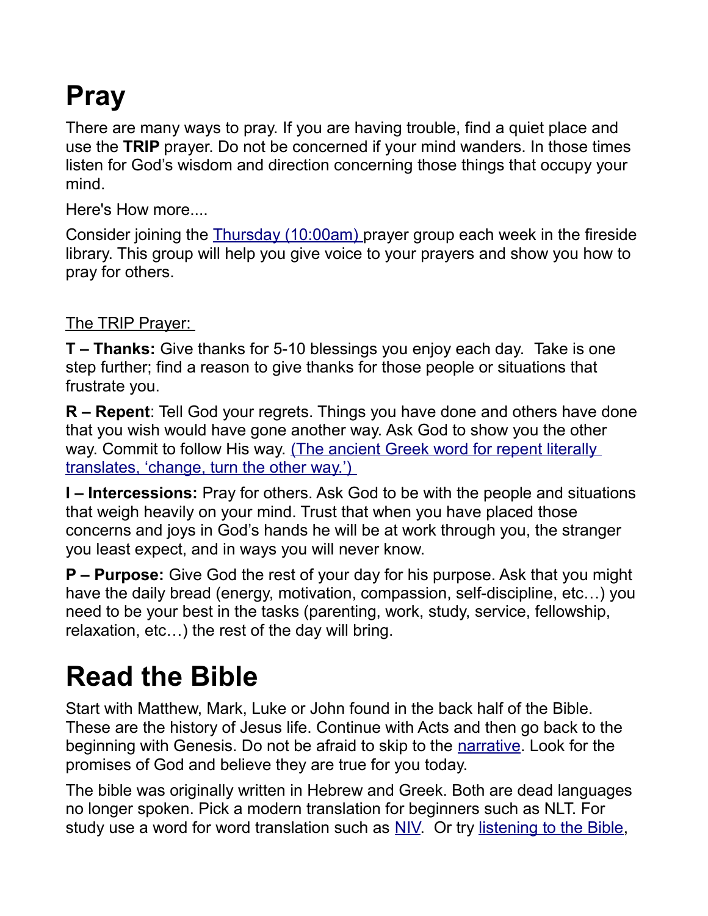# Pray

There are many ways to pray. If you are having trouble, find a quiet place and use the **TRIP** prayer. Do not be concerned if your mind wanders. In those times listen for God's wisdom and direction concerning those things that occupy your mind.

Here's How more....

Consider joining the Thursday (10:00am) prayer group each week in the fireside library. This group will help you give voice to your prayers and show you how to pray for others.

The TRIP Prayer:

**T – Thanks:** Give thanks for 5-10 blessings you enjoy each day. Take is one step further; find a reason to give thanks for those people or situations that frustrate you.

**R – Repent**: Tell God your regrets. Things you have done and others have done that you wish would have gone another way. Ask God to show you the other way. Commit to follow His way. (The ancient Greek word for repent literally translates, 'change, turn the other way.')

**I – Intercessions:** Pray for others. Ask God to be with the people and situations that weigh heavily on your mind. Trust that when you have placed those concerns and joys in God's hands he will be at work through you, the stranger you least expect, and in ways you will never know.

**P – Purpose:** Give God the rest of your day for his purpose. Ask that you might have the daily bread (energy, motivation, compassion, self-discipline, etc…) you need to be your best in the tasks (parenting, work, study, service, fellowship, relaxation, etc…) the rest of the day will bring.

# Read the Bible

Start with Matthew, Mark, Luke or John found in the back half of the Bible. These are the history of Jesus life. Continue with Acts and then go back to the beginning with Genesis. Do not be afraid to skip to the narrative. Look for the promises of God and believe they are true for you today.

The bible was originally written in Hebrew and Greek. Both are dead languages no longer spoken. Pick a modern translation for beginners such as NLT. For study use a word for word translation such as NIV. Or try listening to the Bible,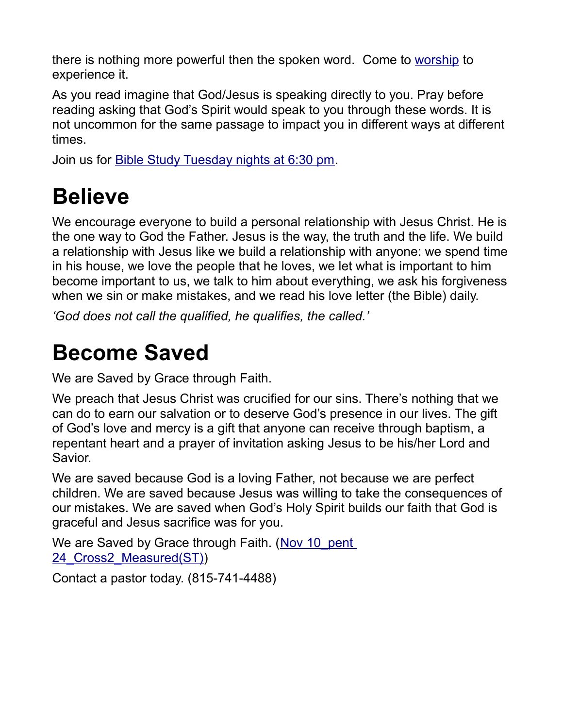there is nothing more powerful then the spoken word.  Come to [worship](#) to experience it.

As you read imagine that God/Jesus is speaking directly to you. Pray before reading asking that God's Spirit would speak to you through these words. It is not uncommon for the same passage to impact you in different ways at different times.

Join us for [Bible Study Tuesday nights at 6:30 pm](#).

# Believe

We encourage everyone to build a personal relationship with Jesus Christ. He is the one way to God the Father. Jesus is the way, the truth and the life. We build a relationship with Jesus like we build a relationship with anyone: we spend time in his house, we love the people that he loves, we let what is important to him become important to us, we talk to him about everything, we ask his forgiveness when we sin or make mistakes, and we read his love letter (the Bible) daily.

*'God does not call the qualified, he qualifies, the called.'*

# Become Saved

We are Saved by Grace through Faith.

We preach that Jesus Christ was crucified for our sins. There's nothing that we can do to earn our salvation or to deserve God's presence in our lives. The gift of God's love and mercy is a gift that anyone can receive through baptism, a repentant heart and a prayer of invitation asking Jesus to be his/her Lord and Savior.

We are saved because God is a loving Father, not because we are perfect children. We are saved because Jesus was willing to take the consequences of our mistakes. We are saved when God's Holy Spirit builds our faith that God is graceful and Jesus sacrifice was for you.

We are Saved by Grace through Faith. ([Nov 10_pent 24_Cross2_Measured(ST)](#))

Contact a pastor today. (815-741-4488)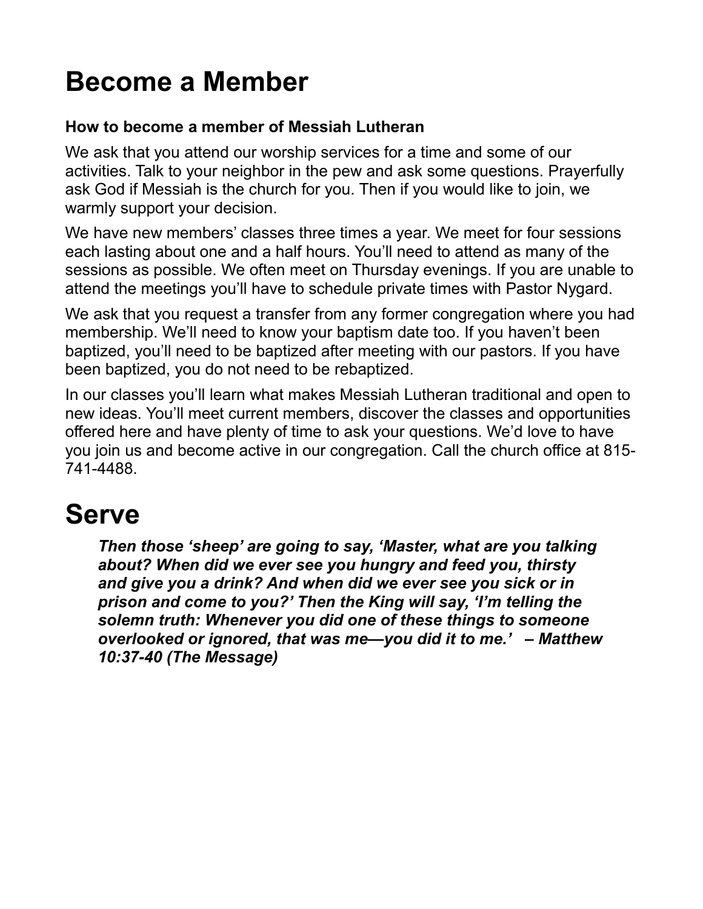# Become a Member

**How to become a member of Messiah Lutheran**

We ask that you attend our worship services for a time and some of our activities. Talk to your neighbor in the pew and ask some questions. Prayerfully ask God if Messiah is the church for you. Then if you would like to join, we warmly support your decision.

We have new members' classes three times a year. We meet for four sessions each lasting about one and a half hours. You'll need to attend as many of the sessions as possible. We often meet on Thursday evenings. If you are unable to attend the meetings you'll have to schedule private times with Pastor Nygard.

We ask that you request a transfer from any former congregation where you had membership. We'll need to know your baptism date too. If you haven't been baptized, you'll need to be baptized after meeting with our pastors. If you have been baptized, you do not need to be rebaptized.

In our classes you'll learn what makes Messiah Lutheran traditional and open to new ideas. You'll meet current members, discover the classes and opportunities offered here and have plenty of time to ask your questions. We'd love to have you join us and become active in our congregation. Call the church office at 815-741-4488.

# Serve

> ***Then those 'sheep' are going to say, 'Master, what are you talking about? When did we ever see you hungry and feed you, thirsty and give you a drink? And when did we ever see you sick or in prison and come to you?' Then the King will say, 'I'm telling the solemn truth: Whenever you did one of these things to someone overlooked or ignored, that was me—you did it to me.' – Matthew 10:37-40 (The Message)***